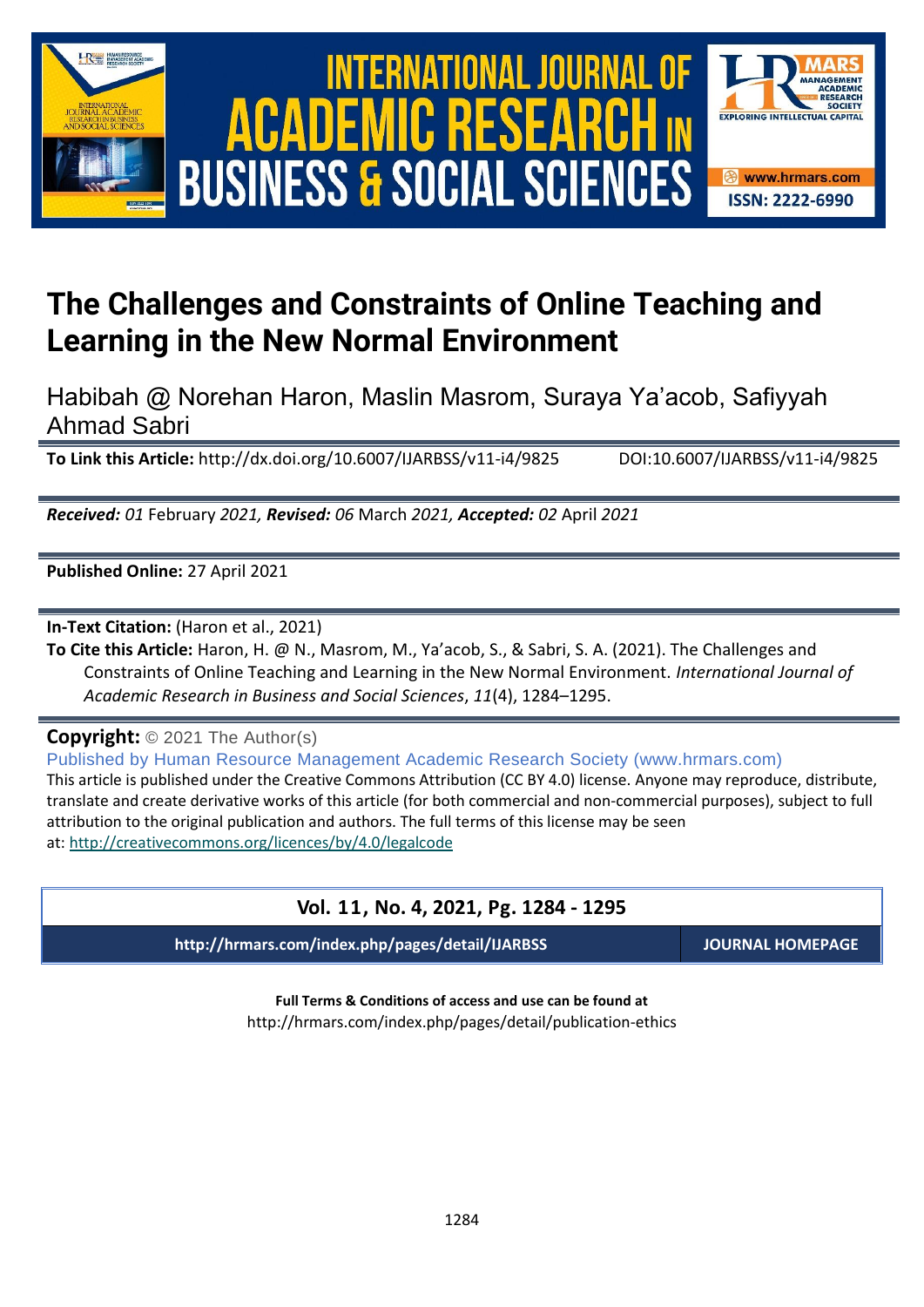# The Challenges and Constraints of Online Teaching and Learning in the New Normal Environment

Habibah @ Norehan Haron, Maslin Masrom, Suraya Ya'acob, Safiyyah Ahmad Sabri

**To Link this Article:** http://dx.doi.org/10.6007/IJARBSS/v11-i4/9825 DOI:10.6007/IJARBSS/v11-i4/9825

***Received:** 01* February *2021, **Revised:** 06* March *2021, **Accepted:** 02* April *2021*

**Published Online:** 27 April 2021

**In-Text Citation:** (Haron et al., 2021)

**To Cite this Article:** Haron, H. @ N., Masrom, M., Ya'acob, S., & Sabri, S. A. (2021). The Challenges and Constraints of Online Teaching and Learning in the New Normal Environment. *International Journal of Academic Research in Business and Social Sciences*, *11*(4), 1284–1295.

**Copyright:** © 2021 The Author(s)

Published by Human Resource Management Academic Research Society (www.hrmars.com)

This article is published under the Creative Commons Attribution (CC BY 4.0) license. Anyone may reproduce, distribute, translate and create derivative works of this article (for both commercial and non-commercial purposes), subject to full attribution to the original publication and authors. The full terms of this license may be seen at: http://creativecommons.org/licences/by/4.0/legalcode

**Vol. 11, No. 4, 2021, Pg. 1284 - 1295**

**http://hrmars.com/index.php/pages/detail/IJARBSS** **JOURNAL HOMEPAGE**

**Full Terms & Conditions of access and use can be found at**

http://hrmars.com/index.php/pages/detail/publication-ethics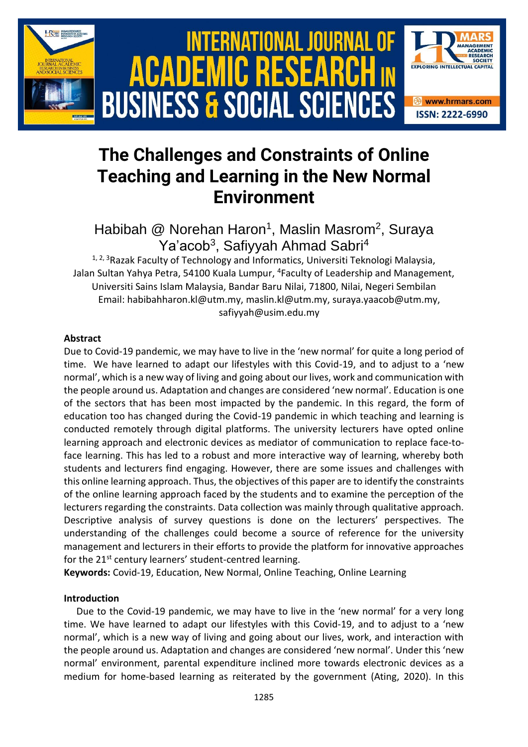# The Challenges and Constraints of Online Teaching and Learning in the New Normal Environment

Habibah @ Norehan Haron[1], Maslin Masrom[2], Suraya Ya'acob[3], Safiyyah Ahmad Sabri[4]

[1, 2, 3]Razak Faculty of Technology and Informatics, Universiti Teknologi Malaysia, Jalan Sultan Yahya Petra, 54100 Kuala Lumpur, [4]Faculty of Leadership and Management, Universiti Sains Islam Malaysia, Bandar Baru Nilai, 71800, Nilai, Negeri Sembilan
Email: habibahharon.kl@utm.my, maslin.kl@utm.my, suraya.yaacob@utm.my, safiyyah@usim.edu.my

**Abstract**

Due to Covid-19 pandemic, we may have to live in the 'new normal' for quite a long period of time. We have learned to adapt our lifestyles with this Covid-19, and to adjust to a 'new normal', which is a new way of living and going about our lives, work and communication with the people around us. Adaptation and changes are considered 'new normal'. Education is one of the sectors that has been most impacted by the pandemic. In this regard, the form of education too has changed during the Covid-19 pandemic in which teaching and learning is conducted remotely through digital platforms. The university lecturers have opted online learning approach and electronic devices as mediator of communication to replace face-to-face learning. This has led to a robust and more interactive way of learning, whereby both students and lecturers find engaging. However, there are some issues and challenges with this online learning approach. Thus, the objectives of this paper are to identify the constraints of the online learning approach faced by the students and to examine the perception of the lecturers regarding the constraints. Data collection was mainly through qualitative approach. Descriptive analysis of survey questions is done on the lecturers' perspectives. The understanding of the challenges could become a source of reference for the university management and lecturers in their efforts to provide the platform for innovative approaches for the 21st century learners' student-centred learning.

**Keywords:** Covid-19, Education, New Normal, Online Teaching, Online Learning

**Introduction**

Due to the Covid-19 pandemic, we may have to live in the 'new normal' for a very long time. We have learned to adapt our lifestyles with this Covid-19, and to adjust to a 'new normal', which is a new way of living and going about our lives, work, and interaction with the people around us. Adaptation and changes are considered 'new normal'. Under this 'new normal' environment, parental expenditure inclined more towards electronic devices as a medium for home-based learning as reiterated by the government (Ating, 2020). In this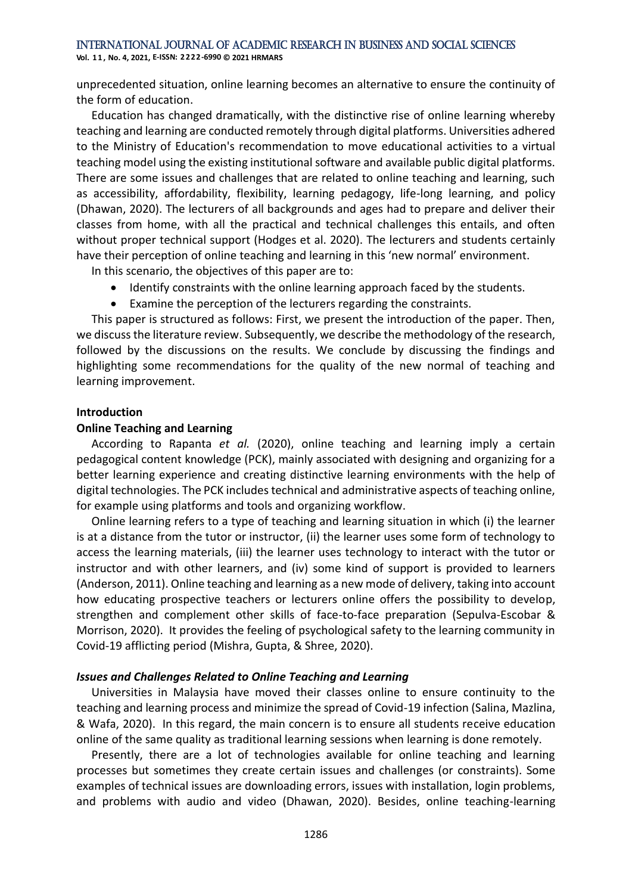unprecedented situation, online learning becomes an alternative to ensure the continuity of the form of education.

Education has changed dramatically, with the distinctive rise of online learning whereby teaching and learning are conducted remotely through digital platforms. Universities adhered to the Ministry of Education's recommendation to move educational activities to a virtual teaching model using the existing institutional software and available public digital platforms. There are some issues and challenges that are related to online teaching and learning, such as accessibility, affordability, flexibility, learning pedagogy, life-long learning, and policy (Dhawan, 2020). The lecturers of all backgrounds and ages had to prepare and deliver their classes from home, with all the practical and technical challenges this entails, and often without proper technical support (Hodges et al. 2020). The lecturers and students certainly have their perception of online teaching and learning in this 'new normal' environment.

In this scenario, the objectives of this paper are to:

- Identify constraints with the online learning approach faced by the students.
- Examine the perception of the lecturers regarding the constraints.

This paper is structured as follows: First, we present the introduction of the paper. Then, we discuss the literature review. Subsequently, we describe the methodology of the research, followed by the discussions on the results. We conclude by discussing the findings and highlighting some recommendations for the quality of the new normal of teaching and learning improvement.

**Introduction**

**Online Teaching and Learning**

According to Rapanta *et al.* (2020), online teaching and learning imply a certain pedagogical content knowledge (PCK), mainly associated with designing and organizing for a better learning experience and creating distinctive learning environments with the help of digital technologies. The PCK includes technical and administrative aspects of teaching online, for example using platforms and tools and organizing workflow.

Online learning refers to a type of teaching and learning situation in which (i) the learner is at a distance from the tutor or instructor, (ii) the learner uses some form of technology to access the learning materials, (iii) the learner uses technology to interact with the tutor or instructor and with other learners, and (iv) some kind of support is provided to learners (Anderson, 2011). Online teaching and learning as a new mode of delivery, taking into account how educating prospective teachers or lecturers online offers the possibility to develop, strengthen and complement other skills of face-to-face preparation (Sepulva-Escobar & Morrison, 2020). It provides the feeling of psychological safety to the learning community in Covid-19 afflicting period (Mishra, Gupta, & Shree, 2020).

***Issues and Challenges Related to Online Teaching and Learning***

Universities in Malaysia have moved their classes online to ensure continuity to the teaching and learning process and minimize the spread of Covid-19 infection (Salina, Mazlina, & Wafa, 2020). In this regard, the main concern is to ensure all students receive education online of the same quality as traditional learning sessions when learning is done remotely.

Presently, there are a lot of technologies available for online teaching and learning processes but sometimes they create certain issues and challenges (or constraints). Some examples of technical issues are downloading errors, issues with installation, login problems, and problems with audio and video (Dhawan, 2020). Besides, online teaching-learning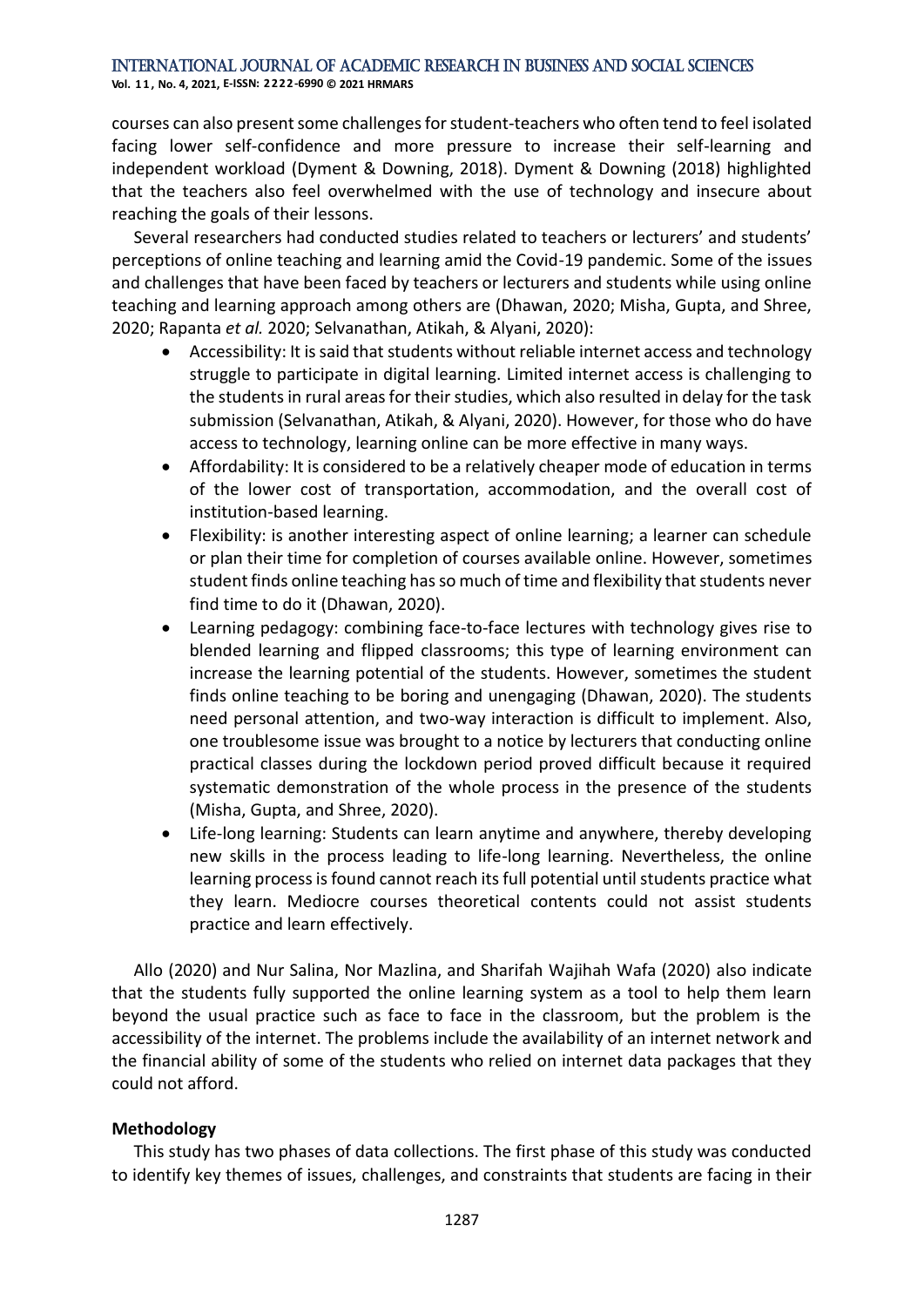courses can also present some challenges for student-teachers who often tend to feel isolated facing lower self-confidence and more pressure to increase their self-learning and independent workload (Dyment & Downing, 2018). Dyment & Downing (2018) highlighted that the teachers also feel overwhelmed with the use of technology and insecure about reaching the goals of their lessons.

Several researchers had conducted studies related to teachers or lecturers' and students' perceptions of online teaching and learning amid the Covid-19 pandemic. Some of the issues and challenges that have been faced by teachers or lecturers and students while using online teaching and learning approach among others are (Dhawan, 2020; Misha, Gupta, and Shree, 2020; Rapanta *et al.* 2020; Selvanathan, Atikah, & Alyani, 2020):

- Accessibility: It is said that students without reliable internet access and technology struggle to participate in digital learning. Limited internet access is challenging to the students in rural areas for their studies, which also resulted in delay for the task submission (Selvanathan, Atikah, & Alyani, 2020). However, for those who do have access to technology, learning online can be more effective in many ways.
- Affordability: It is considered to be a relatively cheaper mode of education in terms of the lower cost of transportation, accommodation, and the overall cost of institution-based learning.
- Flexibility: is another interesting aspect of online learning; a learner can schedule or plan their time for completion of courses available online. However, sometimes student finds online teaching has so much of time and flexibility that students never find time to do it (Dhawan, 2020).
- Learning pedagogy: combining face-to-face lectures with technology gives rise to blended learning and flipped classrooms; this type of learning environment can increase the learning potential of the students. However, sometimes the student finds online teaching to be boring and unengaging (Dhawan, 2020). The students need personal attention, and two-way interaction is difficult to implement. Also, one troublesome issue was brought to a notice by lecturers that conducting online practical classes during the lockdown period proved difficult because it required systematic demonstration of the whole process in the presence of the students (Misha, Gupta, and Shree, 2020).
- Life-long learning: Students can learn anytime and anywhere, thereby developing new skills in the process leading to life-long learning. Nevertheless, the online learning process is found cannot reach its full potential until students practice what they learn. Mediocre courses theoretical contents could not assist students practice and learn effectively.

Allo (2020) and Nur Salina, Nor Mazlina, and Sharifah Wajihah Wafa (2020) also indicate that the students fully supported the online learning system as a tool to help them learn beyond the usual practice such as face to face in the classroom, but the problem is the accessibility of the internet. The problems include the availability of an internet network and the financial ability of some of the students who relied on internet data packages that they could not afford.

**Methodology**

This study has two phases of data collections. The first phase of this study was conducted to identify key themes of issues, challenges, and constraints that students are facing in their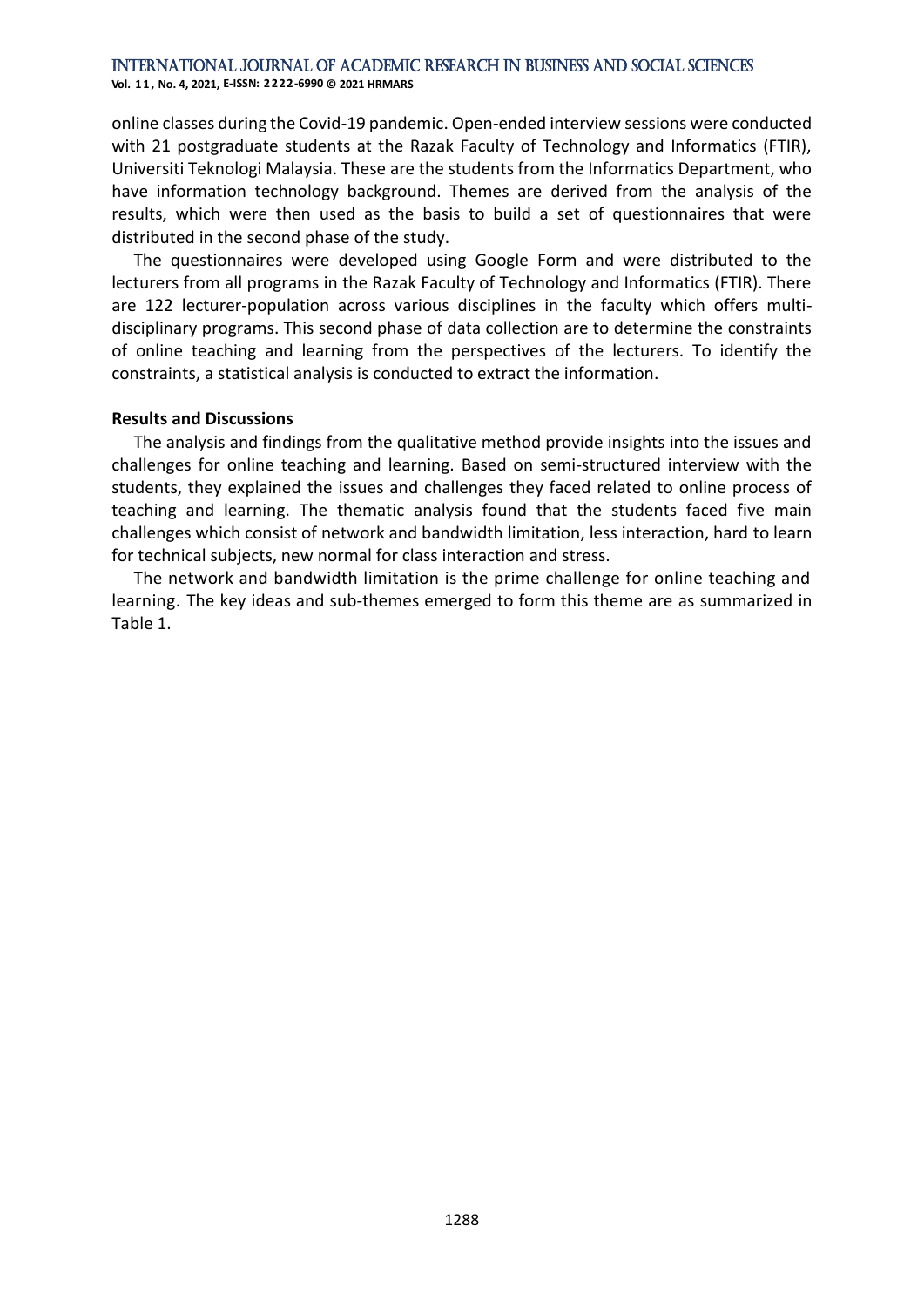online classes during the Covid-19 pandemic. Open-ended interview sessions were conducted with 21 postgraduate students at the Razak Faculty of Technology and Informatics (FTIR), Universiti Teknologi Malaysia. These are the students from the Informatics Department, who have information technology background. Themes are derived from the analysis of the results, which were then used as the basis to build a set of questionnaires that were distributed in the second phase of the study.

The questionnaires were developed using Google Form and were distributed to the lecturers from all programs in the Razak Faculty of Technology and Informatics (FTIR). There are 122 lecturer-population across various disciplines in the faculty which offers multi-disciplinary programs. This second phase of data collection are to determine the constraints of online teaching and learning from the perspectives of the lecturers. To identify the constraints, a statistical analysis is conducted to extract the information.

**Results and Discussions**

The analysis and findings from the qualitative method provide insights into the issues and challenges for online teaching and learning. Based on semi-structured interview with the students, they explained the issues and challenges they faced related to online process of teaching and learning. The thematic analysis found that the students faced five main challenges which consist of network and bandwidth limitation, less interaction, hard to learn for technical subjects, new normal for class interaction and stress.

The network and bandwidth limitation is the prime challenge for online teaching and learning. The key ideas and sub-themes emerged to form this theme are as summarized in Table 1.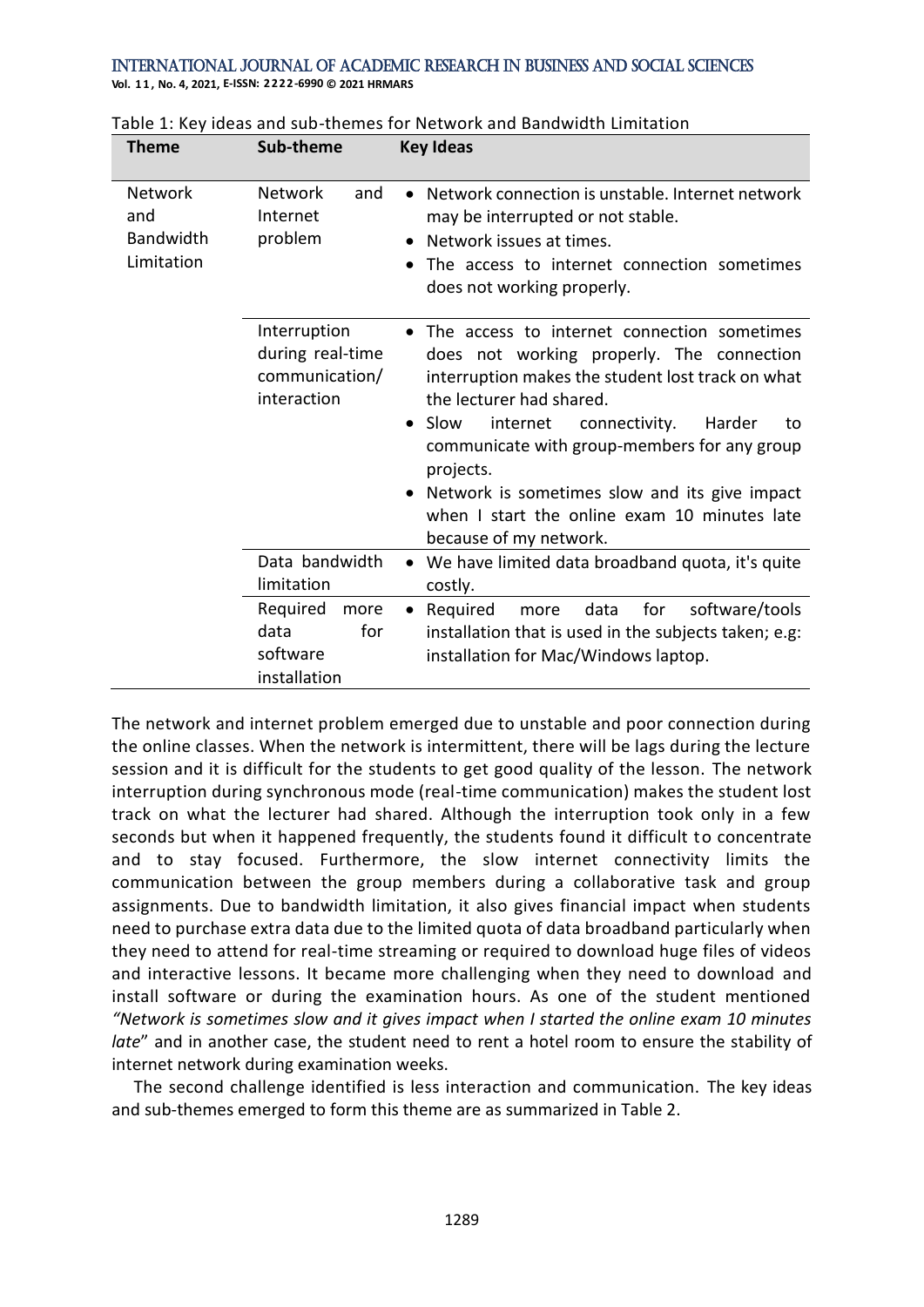Table 1: Key ideas and sub-themes for Network and Bandwidth Limitation

| Theme | Sub-theme | Key Ideas |
|---|---|---|
| Network and Bandwidth Limitation | Network and Internet problem | • Network connection is unstable. Internet network may be interrupted or not stable.<br>• Network issues at times.<br>• The access to internet connection sometimes does not working properly. |
| | Interruption during real-time communication/ interaction | • The access to internet connection sometimes does not working properly. The connection interruption makes the student lost track on what the lecturer had shared.<br>• Slow internet connectivity. Harder to communicate with group-members for any group projects.<br>• Network is sometimes slow and its give impact when I start the online exam 10 minutes late because of my network. |
| | Data bandwidth limitation | • We have limited data broadband quota, it's quite costly. |
| | Required more data for software installation | • Required more data for software/tools installation that is used in the subjects taken; e.g: installation for Mac/Windows laptop. |

The network and internet problem emerged due to unstable and poor connection during the online classes. When the network is intermittent, there will be lags during the lecture session and it is difficult for the students to get good quality of the lesson. The network interruption during synchronous mode (real-time communication) makes the student lost track on what the lecturer had shared. Although the interruption took only in a few seconds but when it happened frequently, the students found it difficult to concentrate and to stay focused. Furthermore, the slow internet connectivity limits the communication between the group members during a collaborative task and group assignments. Due to bandwidth limitation, it also gives financial impact when students need to purchase extra data due to the limited quota of data broadband particularly when they need to attend for real-time streaming or required to download huge files of videos and interactive lessons. It became more challenging when they need to download and install software or during the examination hours. As one of the student mentioned *"Network is sometimes slow and it gives impact when I started the online exam 10 minutes late*" and in another case, the student need to rent a hotel room to ensure the stability of internet network during examination weeks.

The second challenge identified is less interaction and communication. The key ideas and sub-themes emerged to form this theme are as summarized in Table 2.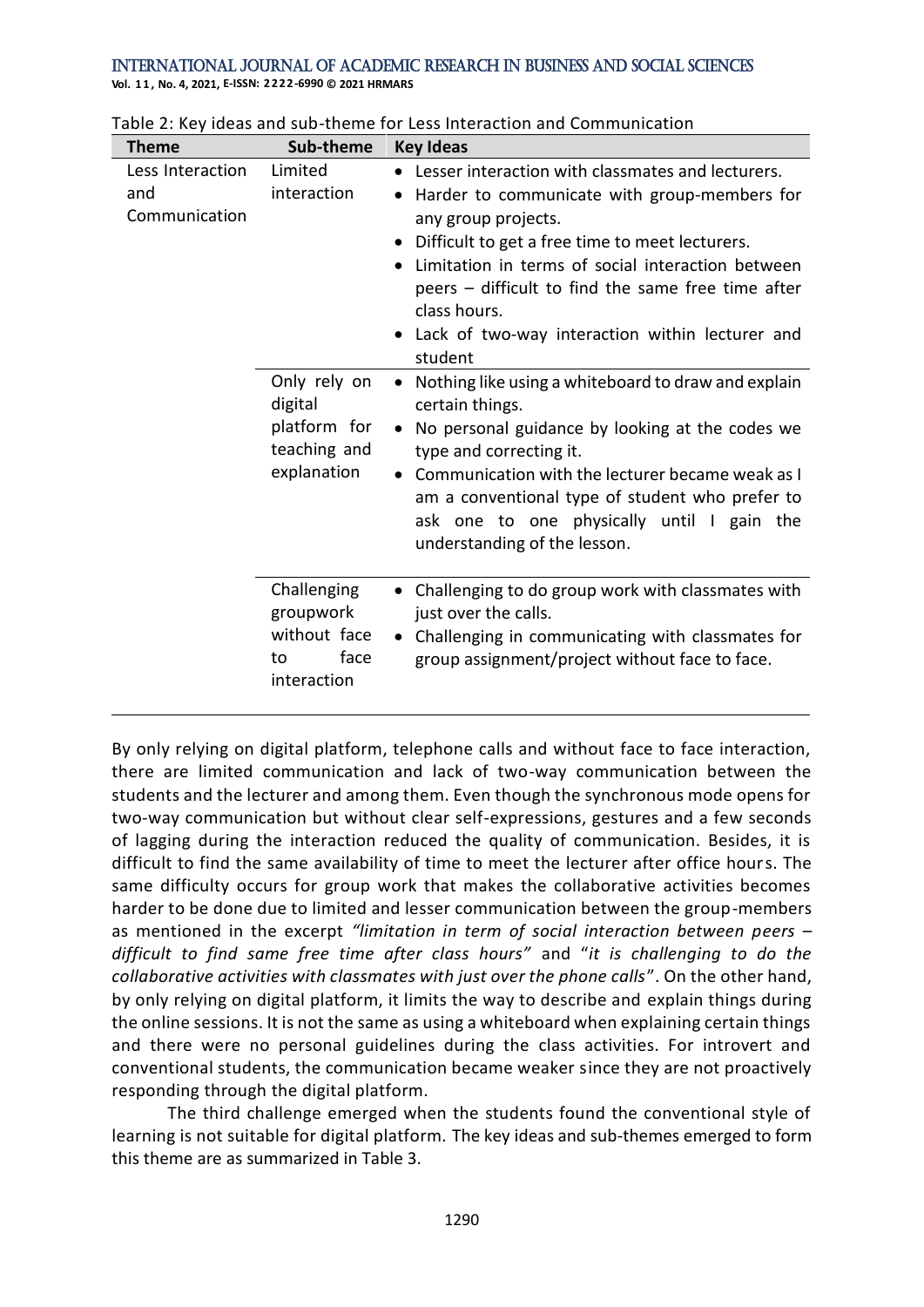Table 2: Key ideas and sub-theme for Less Interaction and Communication

| Theme | Sub-theme | Key Ideas |
|---|---|---|
| Less Interaction and Communication | Limited interaction | • Lesser interaction with classmates and lecturers.<br>• Harder to communicate with group-members for any group projects.<br>• Difficult to get a free time to meet lecturers.<br>• Limitation in terms of social interaction between peers – difficult to find the same free time after class hours.<br>• Lack of two-way interaction within lecturer and student |
| | Only rely on digital platform for teaching and explanation | • Nothing like using a whiteboard to draw and explain certain things.<br>• No personal guidance by looking at the codes we type and correcting it.<br>• Communication with the lecturer became weak as I am a conventional type of student who prefer to ask one to one physically until I gain the understanding of the lesson. |
| | Challenging groupwork without face to face interaction | • Challenging to do group work with classmates with just over the calls.<br>• Challenging in communicating with classmates for group assignment/project without face to face. |

By only relying on digital platform, telephone calls and without face to face interaction, there are limited communication and lack of two-way communication between the students and the lecturer and among them. Even though the synchronous mode opens for two-way communication but without clear self-expressions, gestures and a few seconds of lagging during the interaction reduced the quality of communication. Besides, it is difficult to find the same availability of time to meet the lecturer after office hours. The same difficulty occurs for group work that makes the collaborative activities becomes harder to be done due to limited and lesser communication between the group-members as mentioned in the excerpt *"limitation in term of social interaction between peers – difficult to find same free time after class hours"* and "*it is challenging to do the collaborative activities with classmates with just over the phone calls*". On the other hand, by only relying on digital platform, it limits the way to describe and explain things during the online sessions. It is not the same as using a whiteboard when explaining certain things and there were no personal guidelines during the class activities. For introvert and conventional students, the communication became weaker since they are not proactively responding through the digital platform.

The third challenge emerged when the students found the conventional style of learning is not suitable for digital platform. The key ideas and sub-themes emerged to form this theme are as summarized in Table 3.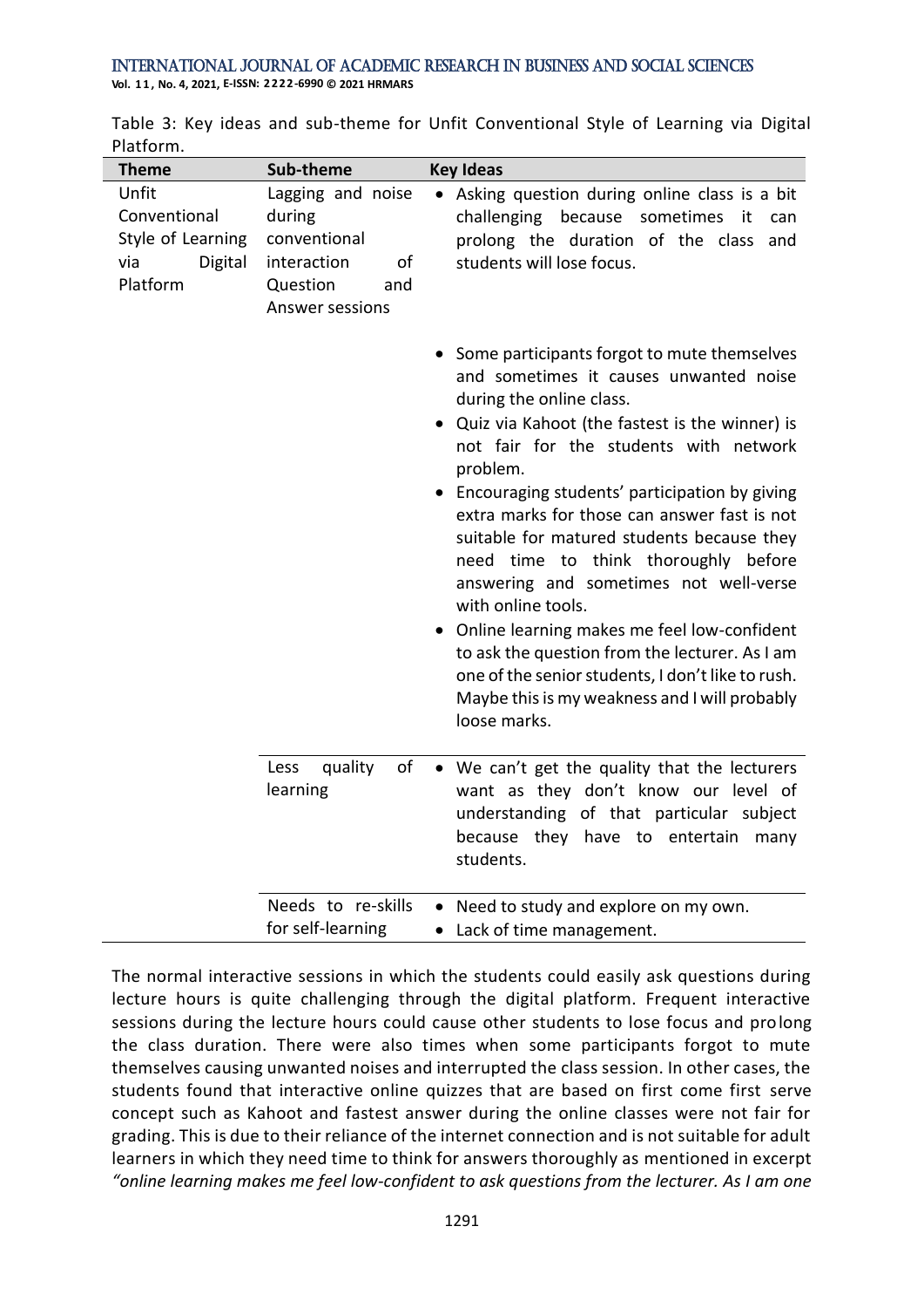Table 3: Key ideas and sub-theme for Unfit Conventional Style of Learning via Digital Platform.

| Theme | Sub-theme | Key Ideas |
|---|---|---|
| Unfit Conventional Style of Learning via Digital Platform | Lagging and noise during conventional interaction of Question and Answer sessions | • Asking question during online class is a bit challenging because sometimes it can prolong the duration of the class and students will lose focus.<br>• Some participants forgot to mute themselves and sometimes it causes unwanted noise during the online class.<br>• Quiz via Kahoot (the fastest is the winner) is not fair for the students with network problem.<br>• Encouraging students' participation by giving extra marks for those can answer fast is not suitable for matured students because they need time to think thoroughly before answering and sometimes not well-verse with online tools.<br>• Online learning makes me feel low-confident to ask the question from the lecturer. As I am one of the senior students, I don't like to rush. Maybe this is my weakness and I will probably loose marks. |
| | Less quality of learning | • We can't get the quality that the lecturers want as they don't know our level of understanding of that particular subject because they have to entertain many students. |
| | Needs to re-skills for self-learning | • Need to study and explore on my own.<br>• Lack of time management. |

The normal interactive sessions in which the students could easily ask questions during lecture hours is quite challenging through the digital platform. Frequent interactive sessions during the lecture hours could cause other students to lose focus and prolong the class duration. There were also times when some participants forgot to mute themselves causing unwanted noises and interrupted the class session. In other cases, the students found that interactive online quizzes that are based on first come first serve concept such as Kahoot and fastest answer during the online classes were not fair for grading. This is due to their reliance of the internet connection and is not suitable for adult learners in which they need time to think for answers thoroughly as mentioned in excerpt *"online learning makes me feel low-confident to ask questions from the lecturer. As I am one*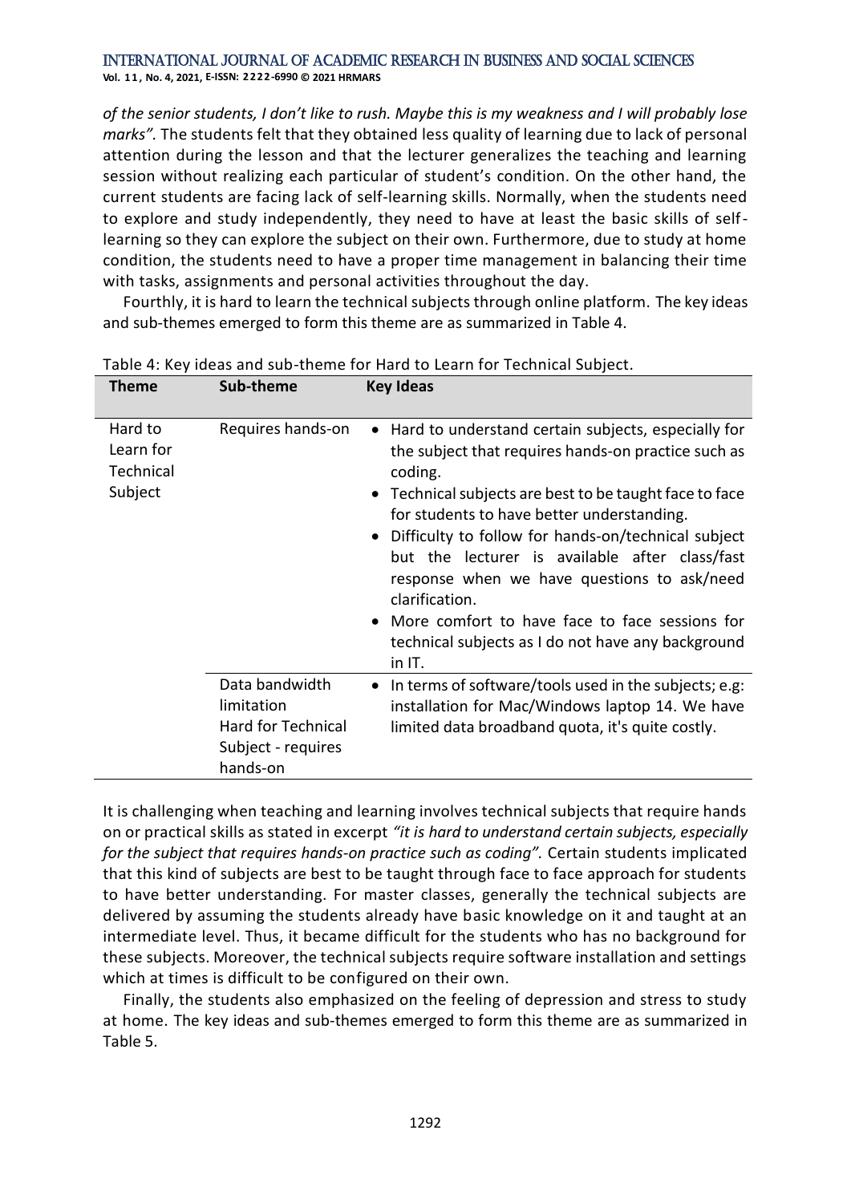*of the senior students, I don't like to rush. Maybe this is my weakness and I will probably lose marks".* The students felt that they obtained less quality of learning due to lack of personal attention during the lesson and that the lecturer generalizes the teaching and learning session without realizing each particular of student's condition. On the other hand, the current students are facing lack of self-learning skills. Normally, when the students need to explore and study independently, they need to have at least the basic skills of self-learning so they can explore the subject on their own. Furthermore, due to study at home condition, the students need to have a proper time management in balancing their time with tasks, assignments and personal activities throughout the day.

Fourthly, it is hard to learn the technical subjects through online platform. The key ideas and sub-themes emerged to form this theme are as summarized in Table 4.

Table 4: Key ideas and sub-theme for Hard to Learn for Technical Subject.

| Theme | Sub-theme | Key Ideas |
|---|---|---|
| Hard to Learn for Technical Subject | Requires hands-on | • Hard to understand certain subjects, especially for the subject that requires hands-on practice such as coding.<br>• Technical subjects are best to be taught face to face for students to have better understanding.<br>• Difficulty to follow for hands-on/technical subject but the lecturer is available after class/fast response when we have questions to ask/need clarification.<br>• More comfort to have face to face sessions for technical subjects as I do not have any background in IT. |
| | Data bandwidth limitation<br>Hard for Technical Subject - requires hands-on | • In terms of software/tools used in the subjects; e.g: installation for Mac/Windows laptop 14. We have limited data broadband quota, it's quite costly. |

It is challenging when teaching and learning involves technical subjects that require hands on or practical skills as stated in excerpt *"it is hard to understand certain subjects, especially for the subject that requires hands-on practice such as coding".* Certain students implicated that this kind of subjects are best to be taught through face to face approach for students to have better understanding. For master classes, generally the technical subjects are delivered by assuming the students already have basic knowledge on it and taught at an intermediate level. Thus, it became difficult for the students who has no background for these subjects. Moreover, the technical subjects require software installation and settings which at times is difficult to be configured on their own.

Finally, the students also emphasized on the feeling of depression and stress to study at home. The key ideas and sub-themes emerged to form this theme are as summarized in Table 5.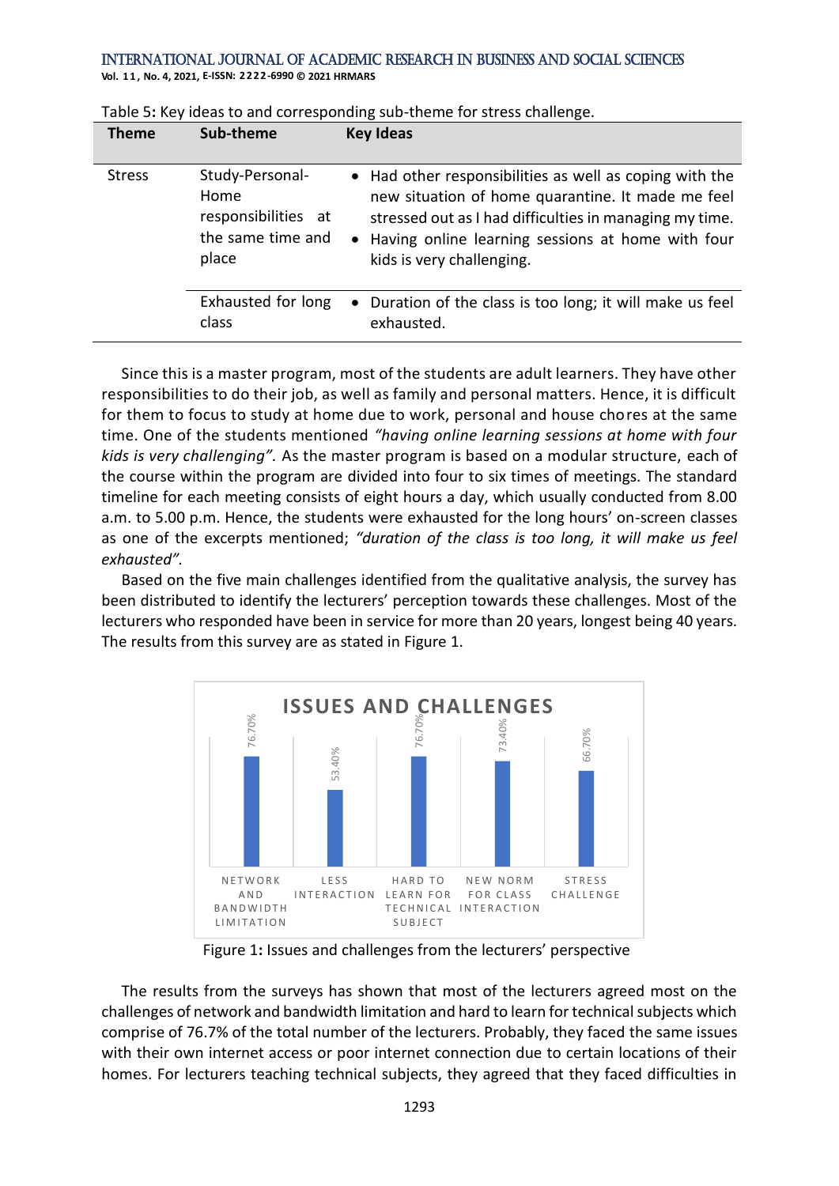Table 5: Key ideas to and corresponding sub-theme for stress challenge.

| Theme | Sub-theme | Key Ideas |
|---|---|---|
| Stress | Study-Personal-Home responsibilities at the same time and place | • Had other responsibilities as well as coping with the new situation of home quarantine. It made me feel stressed out as I had difficulties in managing my time. • Having online learning sessions at home with four kids is very challenging. |
| | Exhausted for long class | • Duration of the class is too long; it will make us feel exhausted. |

Since this is a master program, most of the students are adult learners. They have other responsibilities to do their job, as well as family and personal matters. Hence, it is difficult for them to focus to study at home due to work, personal and house chores at the same time. One of the students mentioned *"having online learning sessions at home with four kids is very challenging".* As the master program is based on a modular structure, each of the course within the program are divided into four to six times of meetings. The standard timeline for each meeting consists of eight hours a day, which usually conducted from 8.00 a.m. to 5.00 p.m. Hence, the students were exhausted for the long hours' on-screen classes as one of the excerpts mentioned; *"duration of the class is too long, it will make us feel exhausted".*

Based on the five main challenges identified from the qualitative analysis, the survey has been distributed to identify the lecturers' perception towards these challenges. Most of the lecturers who responded have been in service for more than 20 years, longest being 40 years. The results from this survey are as stated in Figure 1.

Figure 1: Issues and challenges from the lecturers' perspective

The results from the surveys has shown that most of the lecturers agreed most on the challenges of network and bandwidth limitation and hard to learn for technical subjects which comprise of 76.7% of the total number of the lecturers. Probably, they faced the same issues with their own internet access or poor internet connection due to certain locations of their homes. For lecturers teaching technical subjects, they agreed that they faced difficulties in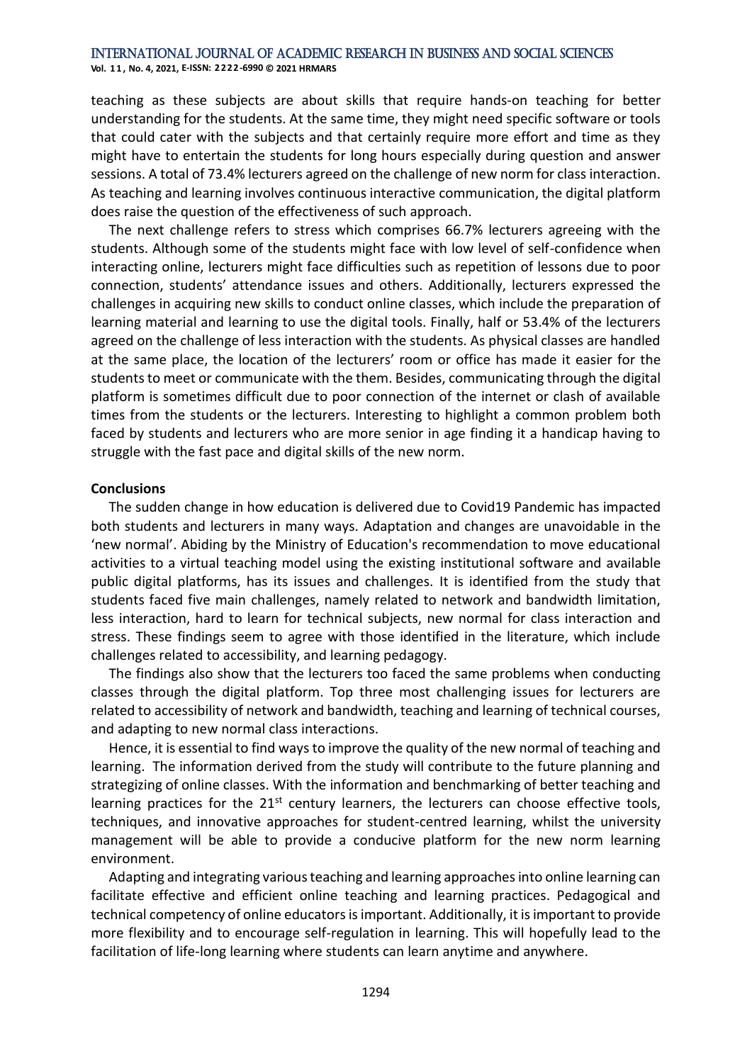teaching as these subjects are about skills that require hands-on teaching for better understanding for the students. At the same time, they might need specific software or tools that could cater with the subjects and that certainly require more effort and time as they might have to entertain the students for long hours especially during question and answer sessions. A total of 73.4% lecturers agreed on the challenge of new norm for class interaction. As teaching and learning involves continuous interactive communication, the digital platform does raise the question of the effectiveness of such approach.

The next challenge refers to stress which comprises 66.7% lecturers agreeing with the students. Although some of the students might face with low level of self-confidence when interacting online, lecturers might face difficulties such as repetition of lessons due to poor connection, students' attendance issues and others. Additionally, lecturers expressed the challenges in acquiring new skills to conduct online classes, which include the preparation of learning material and learning to use the digital tools. Finally, half or 53.4% of the lecturers agreed on the challenge of less interaction with the students. As physical classes are handled at the same place, the location of the lecturers' room or office has made it easier for the students to meet or communicate with the them. Besides, communicating through the digital platform is sometimes difficult due to poor connection of the internet or clash of available times from the students or the lecturers. Interesting to highlight a common problem both faced by students and lecturers who are more senior in age finding it a handicap having to struggle with the fast pace and digital skills of the new norm.

**Conclusions**

The sudden change in how education is delivered due to Covid19 Pandemic has impacted both students and lecturers in many ways. Adaptation and changes are unavoidable in the 'new normal'. Abiding by the Ministry of Education's recommendation to move educational activities to a virtual teaching model using the existing institutional software and available public digital platforms, has its issues and challenges. It is identified from the study that students faced five main challenges, namely related to network and bandwidth limitation, less interaction, hard to learn for technical subjects, new normal for class interaction and stress. These findings seem to agree with those identified in the literature, which include challenges related to accessibility, and learning pedagogy.

The findings also show that the lecturers too faced the same problems when conducting classes through the digital platform. Top three most challenging issues for lecturers are related to accessibility of network and bandwidth, teaching and learning of technical courses, and adapting to new normal class interactions.

Hence, it is essential to find ways to improve the quality of the new normal of teaching and learning. The information derived from the study will contribute to the future planning and strategizing of online classes. With the information and benchmarking of better teaching and learning practices for the 21st century learners, the lecturers can choose effective tools, techniques, and innovative approaches for student-centred learning, whilst the university management will be able to provide a conducive platform for the new norm learning environment.

Adapting and integrating various teaching and learning approaches into online learning can facilitate effective and efficient online teaching and learning practices. Pedagogical and technical competency of online educators is important. Additionally, it is important to provide more flexibility and to encourage self-regulation in learning. This will hopefully lead to the facilitation of life-long learning where students can learn anytime and anywhere.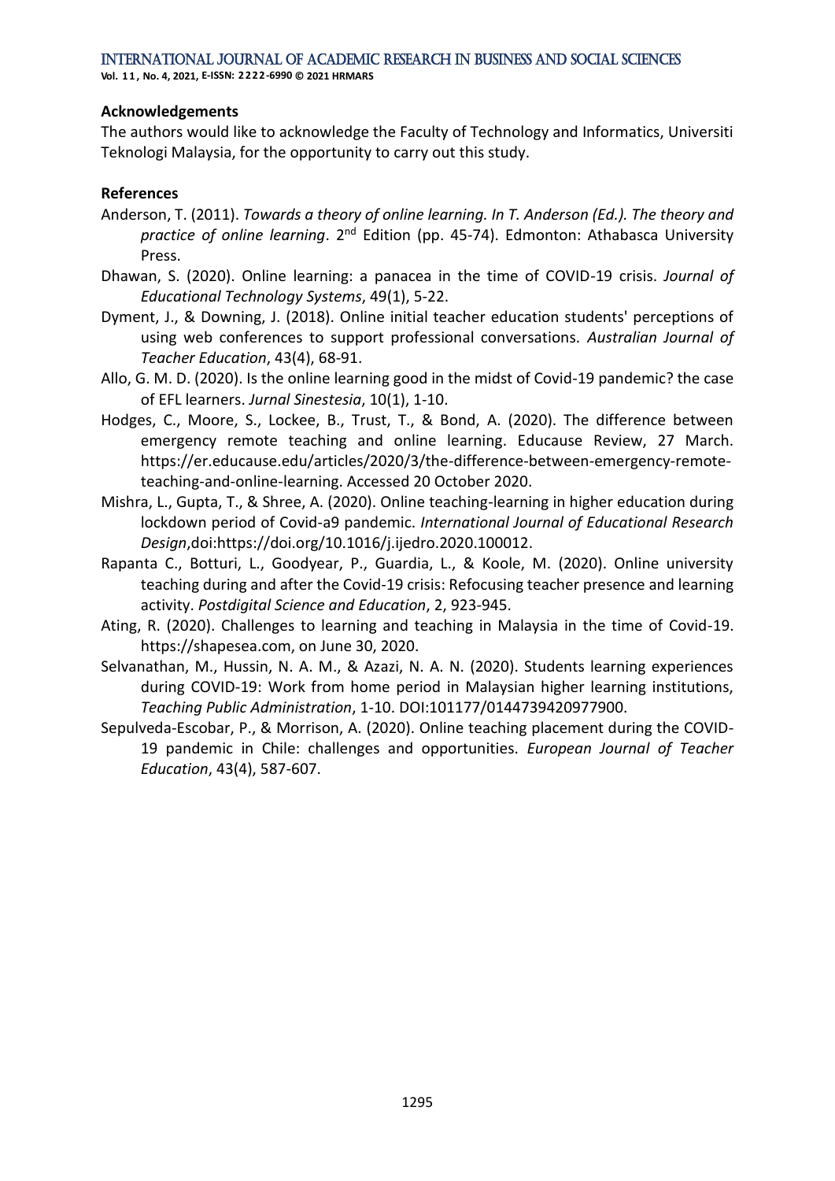**Acknowledgements**

The authors would like to acknowledge the Faculty of Technology and Informatics, Universiti Teknologi Malaysia, for the opportunity to carry out this study.

**References**

Anderson, T. (2011). *Towards a theory of online learning. In T. Anderson (Ed.). The theory and practice of online learning*. 2nd Edition (pp. 45-74). Edmonton: Athabasca University Press.

Dhawan, S. (2020). Online learning: a panacea in the time of COVID-19 crisis. *Journal of Educational Technology Systems*, 49(1), 5-22.

Dyment, J., & Downing, J. (2018). Online initial teacher education students' perceptions of using web conferences to support professional conversations. *Australian Journal of Teacher Education*, 43(4), 68-91.

Allo, G. M. D. (2020). Is the online learning good in the midst of Covid-19 pandemic? the case of EFL learners. *Jurnal Sinestesia*, 10(1), 1-10.

Hodges, C., Moore, S., Lockee, B., Trust, T., & Bond, A. (2020). The difference between emergency remote teaching and online learning. Educause Review, 27 March. https://er.educause.edu/articles/2020/3/the-difference-between-emergency-remote-teaching-and-online-learning. Accessed 20 October 2020.

Mishra, L., Gupta, T., & Shree, A. (2020). Online teaching-learning in higher education during lockdown period of Covid-a9 pandemic. *International Journal of Educational Research Design*,doi:https://doi.org/10.1016/j.ijedro.2020.100012.

Rapanta C., Botturi, L., Goodyear, P., Guardia, L., & Koole, M. (2020). Online university teaching during and after the Covid-19 crisis: Refocusing teacher presence and learning activity. *Postdigital Science and Education*, 2, 923-945.

Ating, R. (2020). Challenges to learning and teaching in Malaysia in the time of Covid-19. https://shapesea.com, on June 30, 2020.

Selvanathan, M., Hussin, N. A. M., & Azazi, N. A. N. (2020). Students learning experiences during COVID-19: Work from home period in Malaysian higher learning institutions, *Teaching Public Administration*, 1-10. DOI:101177/0144739420977900.

Sepulveda-Escobar, P., & Morrison, A. (2020). Online teaching placement during the COVID-19 pandemic in Chile: challenges and opportunities. *European Journal of Teacher Education*, 43(4), 587-607.